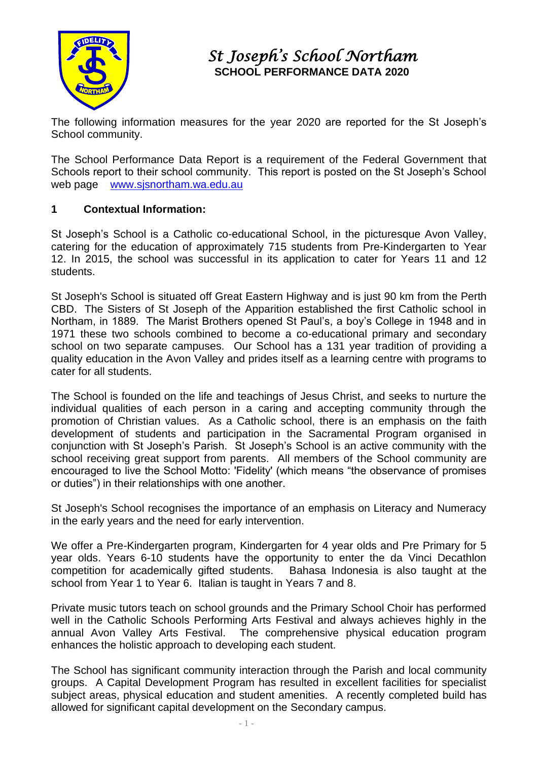# St Joseph's School Northam
## SCHOOL PERFORMANCE DATA 2020

The following information measures for the year 2020 are reported for the St Joseph's School community.

The School Performance Data Report is a requirement of the Federal Government that Schools report to their school community. This report is posted on the St Joseph's School web page www.sjsnortham.wa.edu.au

### 1 Contextual Information:

St Joseph's School is a Catholic co-educational School, in the picturesque Avon Valley, catering for the education of approximately 715 students from Pre-Kindergarten to Year 12. In 2015, the school was successful in its application to cater for Years 11 and 12 students.

St Joseph's School is situated off Great Eastern Highway and is just 90 km from the Perth CBD. The Sisters of St Joseph of the Apparition established the first Catholic school in Northam, in 1889. The Marist Brothers opened St Paul's, a boy's College in 1948 and in 1971 these two schools combined to become a co-educational primary and secondary school on two separate campuses. Our School has a 131 year tradition of providing a quality education in the Avon Valley and prides itself as a learning centre with programs to cater for all students.

The School is founded on the life and teachings of Jesus Christ, and seeks to nurture the individual qualities of each person in a caring and accepting community through the promotion of Christian values. As a Catholic school, there is an emphasis on the faith development of students and participation in the Sacramental Program organised in conjunction with St Joseph's Parish. St Joseph's School is an active community with the school receiving great support from parents. All members of the School community are encouraged to live the School Motto: 'Fidelity' (which means "the observance of promises or duties") in their relationships with one another.

St Joseph's School recognises the importance of an emphasis on Literacy and Numeracy in the early years and the need for early intervention.

We offer a Pre-Kindergarten program, Kindergarten for 4 year olds and Pre Primary for 5 year olds. Years 6-10 students have the opportunity to enter the da Vinci Decathlon competition for academically gifted students. Bahasa Indonesia is also taught at the school from Year 1 to Year 6. Italian is taught in Years 7 and 8.

Private music tutors teach on school grounds and the Primary School Choir has performed well in the Catholic Schools Performing Arts Festival and always achieves highly in the annual Avon Valley Arts Festival. The comprehensive physical education program enhances the holistic approach to developing each student.

The School has significant community interaction through the Parish and local community groups. A Capital Development Program has resulted in excellent facilities for specialist subject areas, physical education and student amenities. A recently completed build has allowed for significant capital development on the Secondary campus.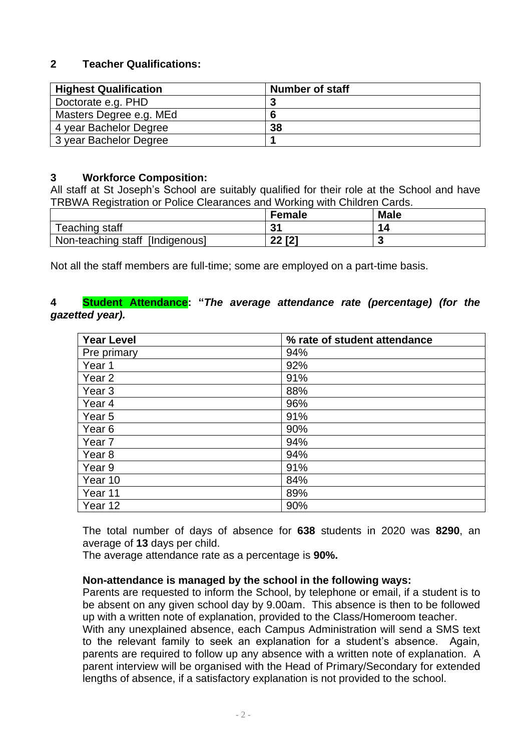## 2 Teacher Qualifications:

| Highest Qualification | Number of staff |
|---|---|
| Doctorate e.g. PHD | **3** |
| Masters Degree e.g. MEd | **6** |
| 4 year Bachelor Degree | **38** |
| 3 year Bachelor Degree | **1** |

## 3 Workforce Composition:

All staff at St Joseph's School are suitably qualified for their role at the School and have TRBWA Registration or Police Clearances and Working with Children Cards.

| | Female | Male |
|---|---|---|
| Teaching staff | **31** | **14** |
| Non-teaching staff [Indigenous] | **22 [2]** | **3** |

Not all the staff members are full-time; some are employed on a part-time basis.

## 4 Student Attendance: "*The average attendance rate (percentage) (for the gazetted year).*

| Year Level | % rate of student attendance |
|---|---|
| Pre primary | 94% |
| Year 1 | 92% |
| Year 2 | 91% |
| Year 3 | 88% |
| Year 4 | 96% |
| Year 5 | 91% |
| Year 6 | 90% |
| Year 7 | 94% |
| Year 8 | 94% |
| Year 9 | 91% |
| Year 10 | 84% |
| Year 11 | 89% |
| Year 12 | 90% |

The total number of days of absence for **638** students in 2020 was **8290**, an average of **13** days per child.
The average attendance rate as a percentage is **90%.**

**Non-attendance is managed by the school in the following ways:**
Parents are requested to inform the School, by telephone or email, if a student is to be absent on any given school day by 9.00am. This absence is then to be followed up with a written note of explanation, provided to the Class/Homeroom teacher.
With any unexplained absence, each Campus Administration will send a SMS text to the relevant family to seek an explanation for a student's absence. Again, parents are required to follow up any absence with a written note of explanation. A parent interview will be organised with the Head of Primary/Secondary for extended lengths of absence, if a satisfactory explanation is not provided to the school.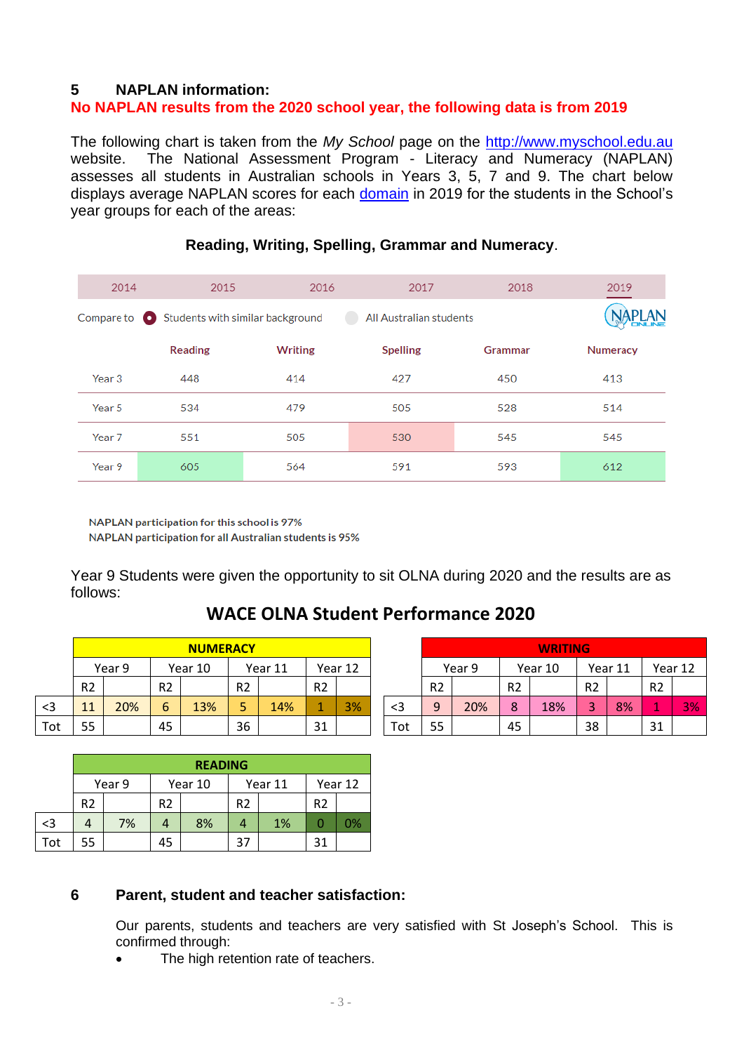## 5 NAPLAN information:

**No NAPLAN results from the 2020 school year, the following data is from 2019**

The following chart is taken from the *My School* page on the http://www.myschool.edu.au website. The National Assessment Program - Literacy and Numeracy (NAPLAN) assesses all students in Australian schools in Years 3, 5, 7 and 9. The chart below displays average NAPLAN scores for each domain in 2019 for the students in the School's year groups for each of the areas:

**Reading, Writing, Spelling, Grammar and Numeracy**.

2014 | 2015 | 2016 | 2017 | 2018 | 2019

Compare to: (•) Students with similar background ( ) All Australian students

NAPLAN ONLINE

| | Reading | Writing | Spelling | Grammar | Numeracy |
|---|---|---|---|---|---|
| Year 3 | 448 | 414 | 427 | 450 | 413 |
| Year 5 | 534 | 479 | 505 | 528 | 514 |
| Year 7 | 551 | 505 | 530 | 545 | 545 |
| Year 9 | 605 | 564 | 591 | 593 | 612 |

NAPLAN participation for this school is 97%
NAPLAN participation for all Australian students is 95%

Year 9 Students were given the opportunity to sit OLNA during 2020 and the results are as follows:

## WACE OLNA Student Performance 2020

| | NUMERACY | | | | | | | |
|---|---|---|---|---|---|---|---|---|
| | Year 9 | | Year 10 | | Year 11 | | Year 12 | |
| | R2 | | R2 | | R2 | | R2 | |
| <3 | 11 | 20% | 6 | 13% | 5 | 14% | 1 | 3% |
| Tot | 55 | | 45 | | 36 | | 31 | |

| | WRITING | | | | | | | |
|---|---|---|---|---|---|---|---|---|
| | Year 9 | | Year 10 | | Year 11 | | Year 12 | |
| | R2 | | R2 | | R2 | | R2 | |
| <3 | 9 | 20% | 8 | 18% | 3 | 8% | 1 | 3% |
| Tot | 55 | | 45 | | 38 | | 31 | |

| | READING | | | | | | | |
|---|---|---|---|---|---|---|---|---|
| | Year 9 | | Year 10 | | Year 11 | | Year 12 | |
| | R2 | | R2 | | R2 | | R2 | |
| <3 | 4 | 7% | 4 | 8% | 4 | 1% | 0 | 0% |
| Tot | 55 | | 45 | | 37 | | 31 | |

## 6 Parent, student and teacher satisfaction:

Our parents, students and teachers are very satisfied with St Joseph's School. This is confirmed through:

- The high retention rate of teachers.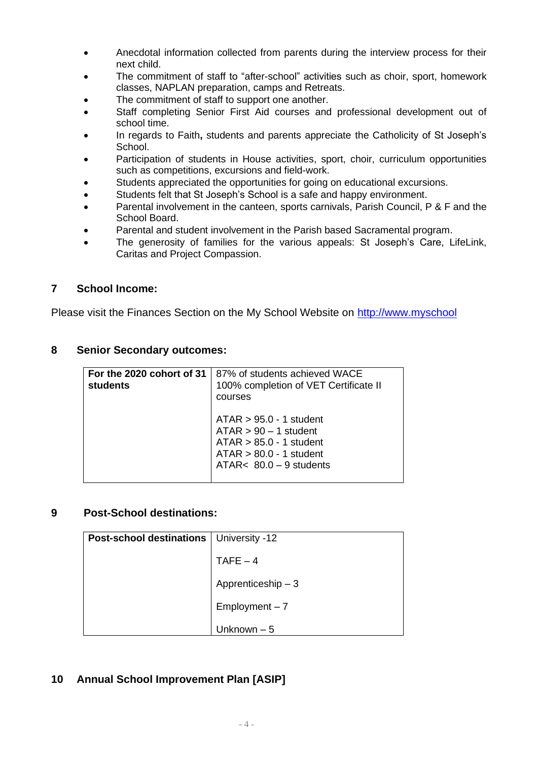- Anecdotal information collected from parents during the interview process for their next child.
- The commitment of staff to "after-school" activities such as choir, sport, homework classes, NAPLAN preparation, camps and Retreats.
- The commitment of staff to support one another.
- Staff completing Senior First Aid courses and professional development out of school time.
- In regards to Faith**,** students and parents appreciate the Catholicity of St Joseph's School.
- Participation of students in House activities, sport, choir, curriculum opportunities such as competitions, excursions and field-work.
- Students appreciated the opportunities for going on educational excursions.
- Students felt that St Joseph's School is a safe and happy environment.
- Parental involvement in the canteen, sports carnivals, Parish Council, P & F and the School Board.
- Parental and student involvement in the Parish based Sacramental program.
- The generosity of families for the various appeals: St Joseph's Care, LifeLink, Caritas and Project Compassion.

## 7 School Income:

Please visit the Finances Section on the My School Website on http://www.myschool

## 8 Senior Secondary outcomes:

| **For the 2020 cohort of 31 students** | 87% of students achieved WACE<br>100% completion of VET Certificate II courses<br><br>ATAR > 95.0 - 1 student<br>ATAR > 90 – 1 student<br>ATAR > 85.0 - 1 student<br>ATAR > 80.0 - 1 student<br>ATAR< 80.0 – 9 students |
|---|---|

## 9 Post-School destinations:

| **Post-school destinations** | University -12<br><br>TAFE – 4<br><br>Apprenticeship – 3<br><br>Employment – 7<br><br>Unknown – 5 |
|---|---|

## 10 Annual School Improvement Plan [ASIP]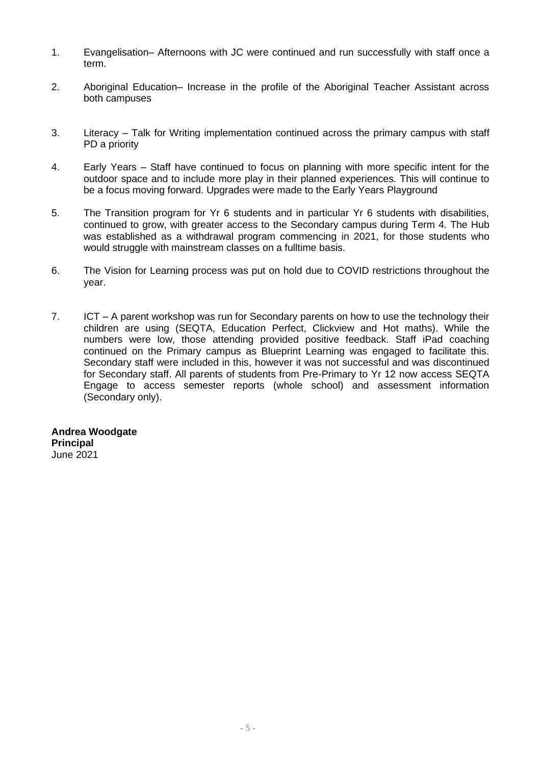1. Evangelisation– Afternoons with JC were continued and run successfully with staff once a term.

2. Aboriginal Education– Increase in the profile of the Aboriginal Teacher Assistant across both campuses

3. Literacy – Talk for Writing implementation continued across the primary campus with staff PD a priority

4. Early Years – Staff have continued to focus on planning with more specific intent for the outdoor space and to include more play in their planned experiences. This will continue to be a focus moving forward. Upgrades were made to the Early Years Playground

5. The Transition program for Yr 6 students and in particular Yr 6 students with disabilities, continued to grow, with greater access to the Secondary campus during Term 4. The Hub was established as a withdrawal program commencing in 2021, for those students who would struggle with mainstream classes on a fulltime basis.

6. The Vision for Learning process was put on hold due to COVID restrictions throughout the year.

7. ICT – A parent workshop was run for Secondary parents on how to use the technology their children are using (SEQTA, Education Perfect, Clickview and Hot maths). While the numbers were low, those attending provided positive feedback. Staff iPad coaching continued on the Primary campus as Blueprint Learning was engaged to facilitate this. Secondary staff were included in this, however it was not successful and was discontinued for Secondary staff. All parents of students from Pre-Primary to Yr 12 now access SEQTA Engage to access semester reports (whole school) and assessment information (Secondary only).

**Andrea Woodgate**
**Principal**
June 2021